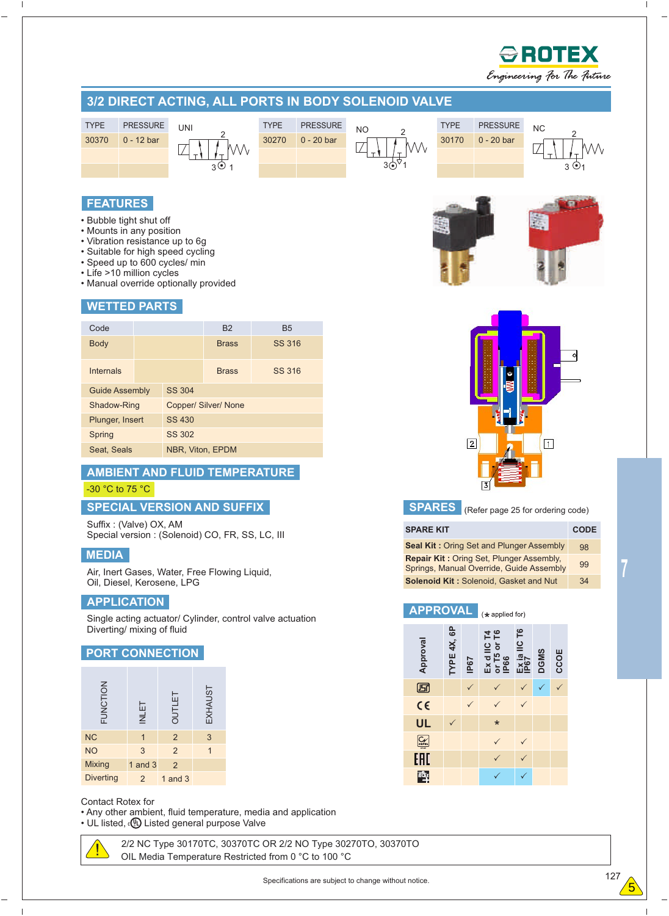ROTEX

Engineering For The Future

# 3/2 DIRECT ACTING, ALL PORTS IN BODY SOLENOID VALVE

| TYPE | PRESSURE | | TYPE | PRESSURE | | TYPE | PRESSURE | |
|---|---|---|---|---|---|---|---|---|
| 30370 | 0 - 12 bar | UNI | 30270 | 0 - 20 bar | NO | 30170 | 0 - 20 bar | NC |

## FEATURES

- Bubble tight shut off
- Mounts in any position
- Vibration resistance up to 6g
- Suitable for high speed cycling
- Speed up to 600 cycles/ min
- Life >10 million cycles
- Manual override optionally provided

## WETTED PARTS

| Code | | B2 | B5 |
|---|---|---|---|
| Body | | Brass | SS 316 |
| Internals | | Brass | SS 316 |
| Guide Assembly | SS 304 | | |
| Shadow-Ring | Copper/ Silver/ None | | |
| Plunger, Insert | SS 430 | | |
| Spring | SS 302 | | |
| Seat, Seals | NBR, Viton, EPDM | | |

## AMBIENT AND FLUID TEMPERATURE

-30 °C to 75 °C

## SPECIAL VERSION AND SUFFIX

Suffix : (Valve) OX, AM
Special version : (Solenoid) CO, FR, SS, LC, III

## MEDIA

Air, Inert Gases, Water, Free Flowing Liquid,
Oil, Diesel, Kerosene, LPG

## APPLICATION

Single acting actuator/ Cylinder, control valve actuation
Diverting/ mixing of fluid

## PORT CONNECTION

| FUNCTION | INLET | OUTLET | EXHAUST |
|---|---|---|---|
| NC | 1 | 2 | 3 |
| NO | 3 | 2 | 1 |
| Mixing | 1 and 3 | 2 | |
| Diverting | 2 | 1 and 3 | |

## SPARES

(Refer page 25 for ordering code)

| SPARE KIT | CODE |
|---|---|
| **Seal Kit :** Oring Set and Plunger Assembly | 98 |
| **Repair Kit :** Oring Set, Plunger Assembly, Springs, Manual Override, Guide Assembly | 99 |
| **Solenoid Kit :** Solenoid, Gasket and Nut | 34 |

## APPROVAL

(* applied for)

| Approval | TYPE 4X, 6P | IP67 | Ex d IIC T4 or T5 or T6 IP66 | Ex ia IIC T6 IP67 | DGMS | CCOE |
|---|---|---|---|---|---|---|
| ISI | | ✓ | ✓ | ✓ | ✓ | ✓ |
| CE | | ✓ | ✓ | ✓ | | |
| UL | ✓ | | * | | | |
| CCoE | | | ✓ | ✓ | | |
| EAC | | | ✓ | ✓ | | |
| IECEx | | | ✓ | ✓ | | |

Contact Rotex for

- Any other ambient, fluid temperature, media and application
- UL listed, cUL Listed general purpose Valve

⚠ 2/2 NC Type 30170TC, 30370TC OR 2/2 NO Type 30270TO, 30370TO
OIL Media Temperature Restricted from 0 °C to 100 °C

Specifications are subject to change without notice.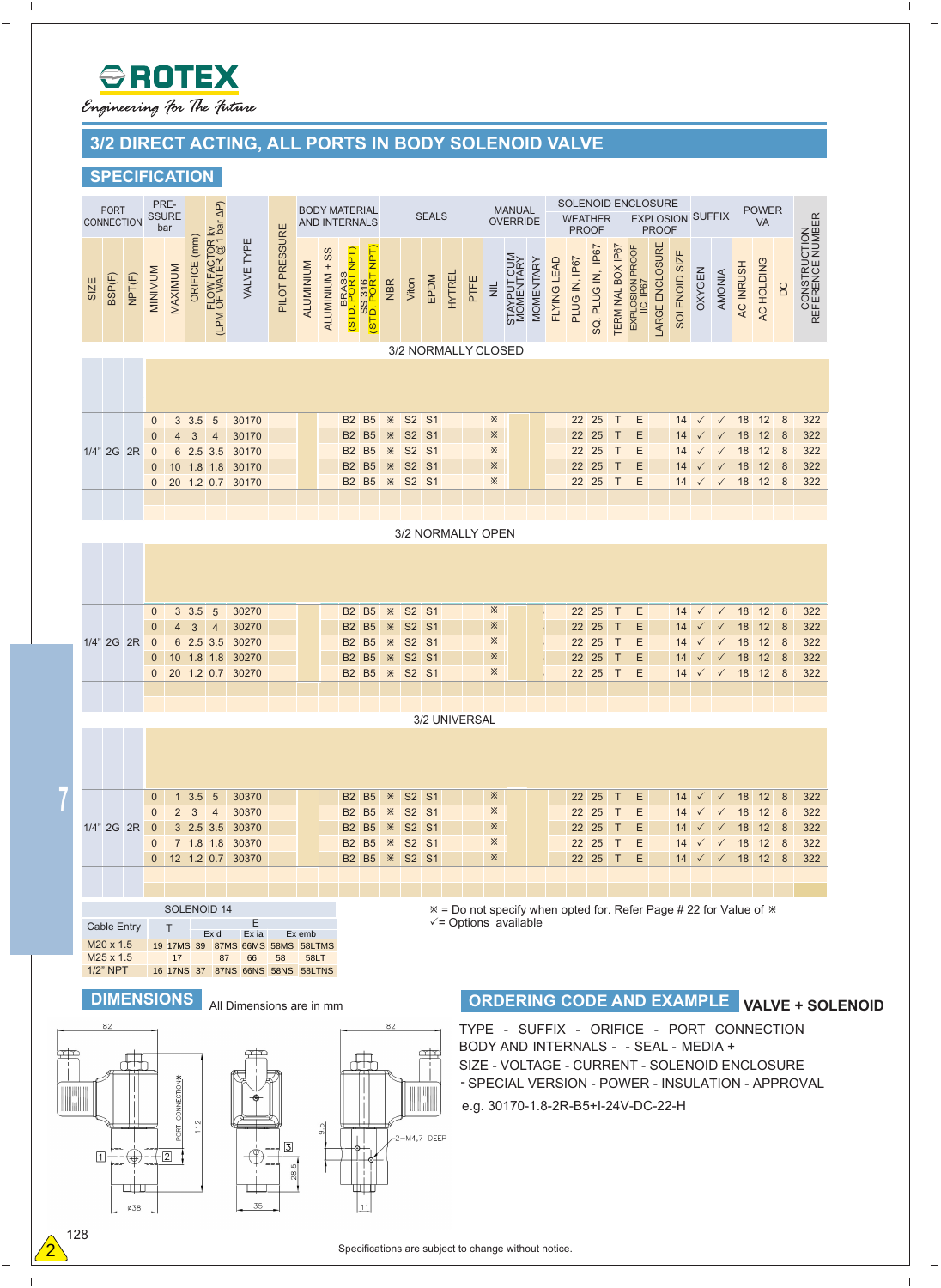# 3/2 DIRECT ACTING, ALL PORTS IN BODY SOLENOID VALVE

## SPECIFICATION

| PORT CONNECTION | | | PRESSURE bar | | | | | | BODY MATERIAL AND INTERNALS | | | | SEALS | | | | | MANUAL OVERRIDE | | | SOLENOID ENCLOSURE | | | | | | | SUFFIX | | POWER VA | | | |
|---|---|---|---|---|---|---|---|---|---|---|---|---|---|---|---|---|---|---|---|---|---|---|---|---|---|---|---|---|---|---|---|---|---|
| | | | | | | | | | | | | | | | | | | | | | WEATHER PROOF | | | | EXPLOSION PROOF | | | | | | | | |
| SIZE | BSP(F) | NPT(F) | MINIMUM | MAXIMUM | ORIFICE (mm) | FLOW FACTOR kv (LPM OF WATER @ 1 bar ΔP) | VALVE TYPE | PILOT PRESSURE | ALUMINIUM | ALUMINIUM + SS | BRASS (STD. PORT NPT) | SS 316 (STD. PORT NPT) | NBR | Viton | EPDM | HYTREL | PTFE | NIL | STAYPUT CUM MOMENTARY | MOMENTARY | FLYING LEAD | PLUG IN, IP67 | SQ. PLUG IN, IP67 | TERMINAL BOX IP67 | EXPLOSION PROOF IIC, IP67 | LARGE ENCLOSURE | SOLENOID SIZE | OXYGEN | AMONIA | AC INRUSH | AC HOLDING | DC | CONSTRUCTION REFERENCE NUMBER |
| **3/2 NORMALLY CLOSED** | | | | | | | | | | | | | | | | | | | | | | | | | | | | | | | | | |
| 1/4" | 2G | 2R | 0 | 3 | 3.5 | 5 | 30170 | | | | B2 | B5 | ⨯ | S2 | S1 | | | ⨯ | | | | 22 | 25 | T | E | | 14 | ✓ | ✓ | 18 | 12 | 8 | 322 |
| | | | 0 | 4 | 3 | 4 | 30170 | | | | B2 | B5 | ⨯ | S2 | S1 | | | ⨯ | | | | 22 | 25 | T | E | | 14 | ✓ | ✓ | 18 | 12 | 8 | 322 |
| | | | 0 | 6 | 2.5 | 3.5 | 30170 | | | | B2 | B5 | ⨯ | S2 | S1 | | | ⨯ | | | | 22 | 25 | T | E | | 14 | ✓ | ✓ | 18 | 12 | 8 | 322 |
| | | | 0 | 10 | 1.8 | 1.8 | 30170 | | | | B2 | B5 | ⨯ | S2 | S1 | | | ⨯ | | | | 22 | 25 | T | E | | 14 | ✓ | ✓ | 18 | 12 | 8 | 322 |
| | | | 0 | 20 | 1.2 | 0.7 | 30170 | | | | B2 | B5 | ⨯ | S2 | S1 | | | ⨯ | | | | 22 | 25 | T | E | | 14 | ✓ | ✓ | 18 | 12 | 8 | 322 |
| **3/2 NORMALLY OPEN** | | | | | | | | | | | | | | | | | | | | | | | | | | | | | | | | | |
| 1/4" | 2G | 2R | 0 | 3 | 3.5 | 5 | 30270 | | | | B2 | B5 | ⨯ | S2 | S1 | | | ⨯ | | | | 22 | 25 | T | E | | 14 | ✓ | ✓ | 18 | 12 | 8 | 322 |
| | | | 0 | 4 | 3 | 4 | 30270 | | | | B2 | B5 | ⨯ | S2 | S1 | | | ⨯ | | | | 22 | 25 | T | E | | 14 | ✓ | ✓ | 18 | 12 | 8 | 322 |
| | | | 0 | 6 | 2.5 | 3.5 | 30270 | | | | B2 | B5 | ⨯ | S2 | S1 | | | ⨯ | | | | 22 | 25 | T | E | | 14 | ✓ | ✓ | 18 | 12 | 8 | 322 |
| | | | 0 | 10 | 1.8 | 1.8 | 30270 | | | | B2 | B5 | ⨯ | S2 | S1 | | | ⨯ | | | | 22 | 25 | T | E | | 14 | ✓ | ✓ | 18 | 12 | 8 | 322 |
| | | | 0 | 20 | 1.2 | 0.7 | 30270 | | | | B2 | B5 | ⨯ | S2 | S1 | | | ⨯ | | | | 22 | 25 | T | E | | 14 | ✓ | ✓ | 18 | 12 | 8 | 322 |
| **3/2 UNIVERSAL** | | | | | | | | | | | | | | | | | | | | | | | | | | | | | | | | | |
| 1/4" | 2G | 2R | 0 | 1 | 3.5 | 5 | 30370 | | | | B2 | B5 | ⨯ | S2 | S1 | | | ⨯ | | | | 22 | 25 | T | E | | 14 | ✓ | ✓ | 18 | 12 | 8 | 322 |
| | | | 0 | 2 | 3 | 4 | 30370 | | | | B2 | B5 | ⨯ | S2 | S1 | | | ⨯ | | | | 22 | 25 | T | E | | 14 | ✓ | ✓ | 18 | 12 | 8 | 322 |
| | | | 0 | 3 | 2.5 | 3.5 | 30370 | | | | B2 | B5 | ⨯ | S2 | S1 | | | ⨯ | | | | 22 | 25 | T | E | | 14 | ✓ | ✓ | 18 | 12 | 8 | 322 |
| | | | 0 | 7 | 1.8 | 1.8 | 30370 | | | | B2 | B5 | ⨯ | S2 | S1 | | | ⨯ | | | | 22 | 25 | T | E | | 14 | ✓ | ✓ | 18 | 12 | 8 | 322 |
| | | | 0 | 12 | 1.2 | 0.7 | 30370 | | | | B2 | B5 | ⨯ | S2 | S1 | | | ⨯ | | | | 22 | 25 | T | E | | 14 | ✓ | ✓ | 18 | 12 | 8 | 322 |

**SOLENOID 14**

| Cable Entry | T | | E | | | | |
|---|---|---|---|---|---|---|---|
| | | | Ex d | Ex ia | | Ex emb | |
| M20 x 1.5 | 19 | 17MS | 39 | 87MS | 66MS | 58MS | 58LTMS |
| M25 x 1.5 | 17 | | 87 | 66 | | 58 | 58LT |
| 1/2" NPT | 16 | 17NS | 37 | 87NS | 66NS | 58NS | 58LTNS |

⨯ = Do not specify when opted for. Refer Page # 22 for Value of ⨯
✓= Options available

## DIMENSIONS

All Dimensions are in mm

82, 112, PORT CONNECTION, ø38, 1, 2, 3, 35, 28.5, 9.5, 82, 2-M4,7 DEEP, 11

## ORDERING CODE AND EXAMPLE **VALVE + SOLENOID**

TYPE - SUFFIX - ORIFICE - PORT CONNECTION
BODY AND INTERNALS - - SEAL - MEDIA +
SIZE - VOLTAGE - CURRENT - SOLENOID ENCLOSURE
- SPECIAL VERSION - POWER - INSULATION - APPROVAL

e.g. 30170-1.8-2R-B5+I-24V-DC-22-H

Specifications are subject to change without notice.